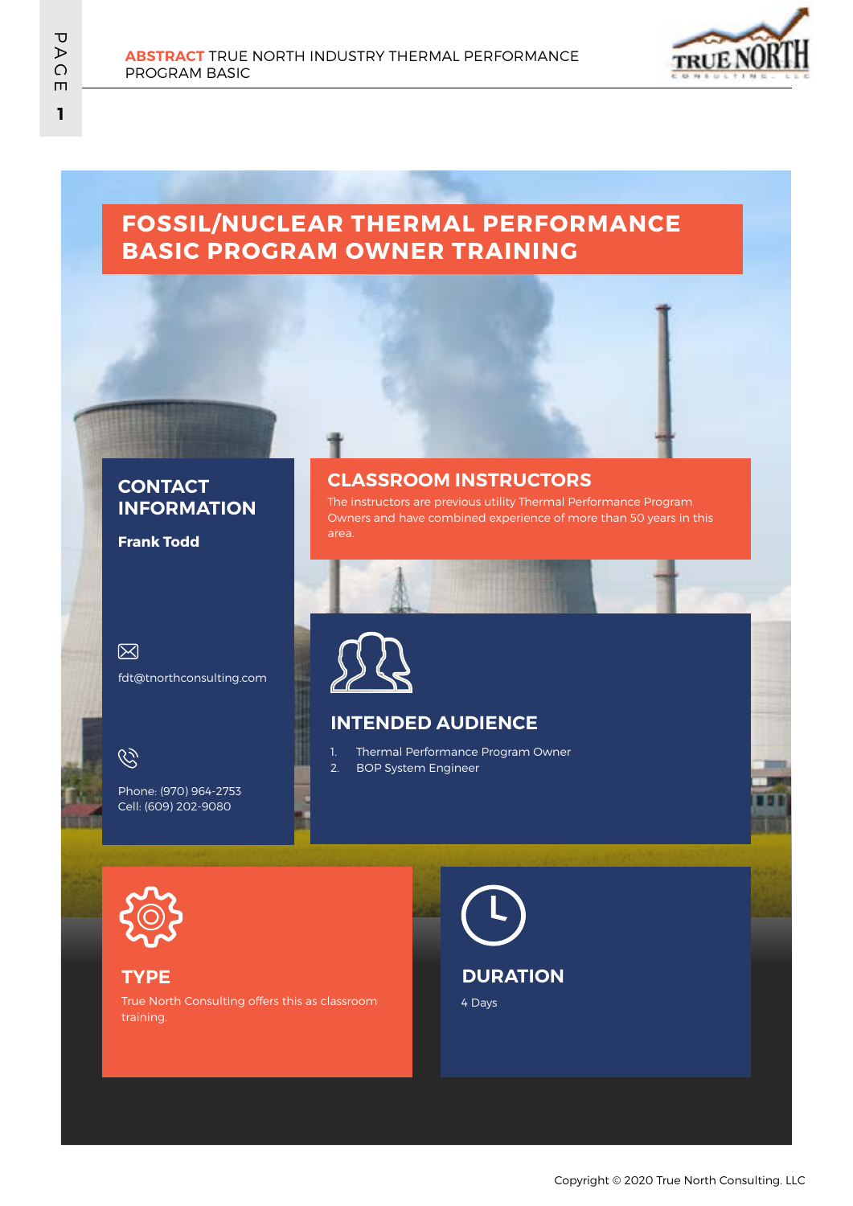# FOSSIL/NUCLEAR THERMAL PERFORMANCE BASIC PROGRAM OWNER TRAINING

## CONTACT INFORMATION

**Frank Todd**

fdt@tnorthconsulting.com

Phone: (970) 964-2753
Cell: (609) 202-9080

## CLASSROOM INSTRUCTORS

The instructors are previous utility Thermal Performance Program Owners and have combined experience of more than 50 years in this area.

## INTENDED AUDIENCE

1. Thermal Performance Program Owner
2. BOP System Engineer

## TYPE

True North Consulting offers this as classroom training.

## DURATION

4 Days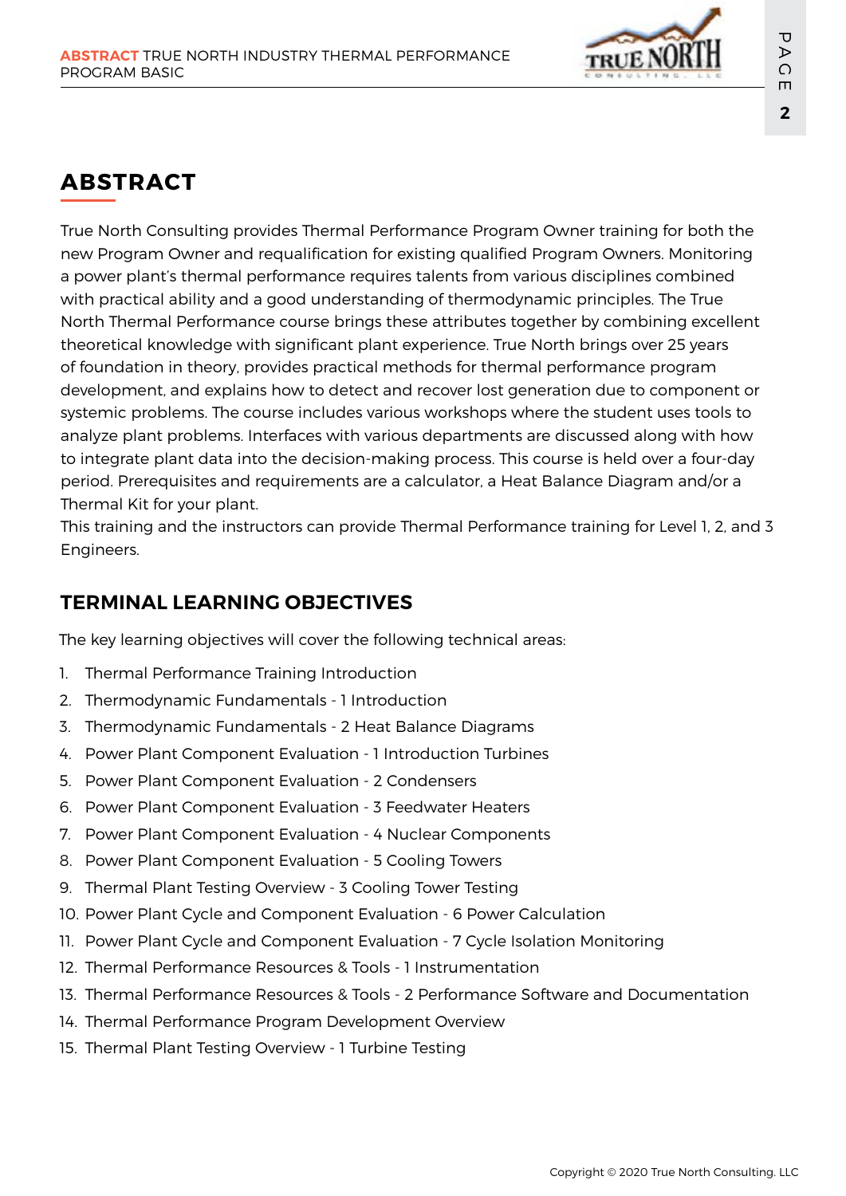# ABSTRACT

True North Consulting provides Thermal Performance Program Owner training for both the new Program Owner and requalification for existing qualified Program Owners. Monitoring a power plant's thermal performance requires talents from various disciplines combined with practical ability and a good understanding of thermodynamic principles. The True North Thermal Performance course brings these attributes together by combining excellent theoretical knowledge with significant plant experience. True North brings over 25 years of foundation in theory, provides practical methods for thermal performance program development, and explains how to detect and recover lost generation due to component or systemic problems. The course includes various workshops where the student uses tools to analyze plant problems. Interfaces with various departments are discussed along with how to integrate plant data into the decision-making process. This course is held over a four-day period. Prerequisites and requirements are a calculator, a Heat Balance Diagram and/or a Thermal Kit for your plant.

This training and the instructors can provide Thermal Performance training for Level 1, 2, and 3 Engineers.

## TERMINAL LEARNING OBJECTIVES

The key learning objectives will cover the following technical areas:

1. Thermal Performance Training Introduction
2. Thermodynamic Fundamentals - 1 Introduction
3. Thermodynamic Fundamentals - 2 Heat Balance Diagrams
4. Power Plant Component Evaluation - 1 Introduction Turbines
5. Power Plant Component Evaluation - 2 Condensers
6. Power Plant Component Evaluation - 3 Feedwater Heaters
7. Power Plant Component Evaluation - 4 Nuclear Components
8. Power Plant Component Evaluation - 5 Cooling Towers
9. Thermal Plant Testing Overview - 3 Cooling Tower Testing
10. Power Plant Cycle and Component Evaluation - 6 Power Calculation
11. Power Plant Cycle and Component Evaluation - 7 Cycle Isolation Monitoring
12. Thermal Performance Resources & Tools - 1 Instrumentation
13. Thermal Performance Resources & Tools - 2 Performance Software and Documentation
14. Thermal Performance Program Development Overview
15. Thermal Plant Testing Overview - 1 Turbine Testing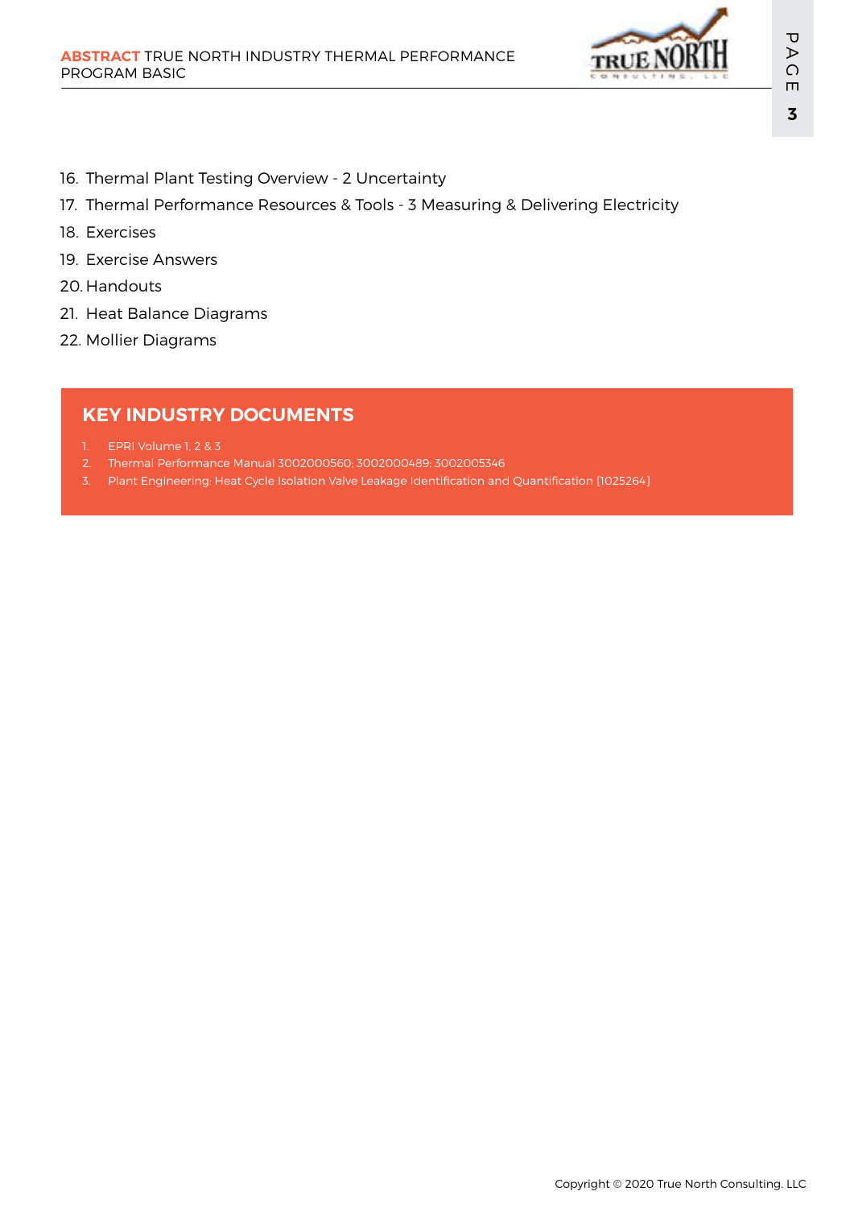16. Thermal Plant Testing Overview - 2 Uncertainty
17. Thermal Performance Resources & Tools - 3 Measuring & Delivering Electricity
18. Exercises
19. Exercise Answers
20. Handouts
21. Heat Balance Diagrams
22. Mollier Diagrams

## KEY INDUSTRY DOCUMENTS

1. EPRI Volume 1, 2 & 3
2. Thermal Performance Manual 3002000560; 3002000489; 3002005346
3. Plant Engineering: Heat Cycle Isolation Valve Leakage Identification and Quantification [1025264]